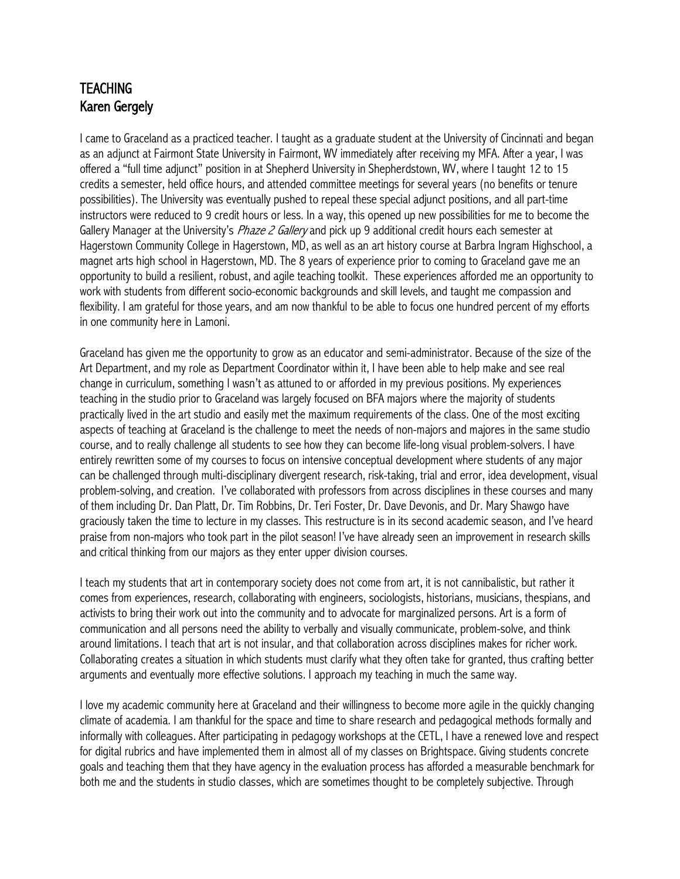# TEACHING
## Karen Gergely

I came to Graceland as a practiced teacher. I taught as a graduate student at the University of Cincinnati and began as an adjunct at Fairmont State University in Fairmont, WV immediately after receiving my MFA. After a year, I was offered a "full time adjunct" position in at Shepherd University in Shepherdstown, WV, where I taught 12 to 15 credits a semester, held office hours, and attended committee meetings for several years (no benefits or tenure possibilities). The University was eventually pushed to repeal these special adjunct positions, and all part-time instructors were reduced to 9 credit hours or less. In a way, this opened up new possibilities for me to become the Gallery Manager at the University's *Phaze 2 Gallery* and pick up 9 additional credit hours each semester at Hagerstown Community College in Hagerstown, MD, as well as an art history course at Barbra Ingram Highschool, a magnet arts high school in Hagerstown, MD. The 8 years of experience prior to coming to Graceland gave me an opportunity to build a resilient, robust, and agile teaching toolkit. These experiences afforded me an opportunity to work with students from different socio-economic backgrounds and skill levels, and taught me compassion and flexibility. I am grateful for those years, and am now thankful to be able to focus one hundred percent of my efforts in one community here in Lamoni.

Graceland has given me the opportunity to grow as an educator and semi-administrator. Because of the size of the Art Department, and my role as Department Coordinator within it, I have been able to help make and see real change in curriculum, something I wasn't as attuned to or afforded in my previous positions. My experiences teaching in the studio prior to Graceland was largely focused on BFA majors where the majority of students practically lived in the art studio and easily met the maximum requirements of the class. One of the most exciting aspects of teaching at Graceland is the challenge to meet the needs of non-majors and majors in the same studio course, and to really challenge all students to see how they can become life-long visual problem-solvers. I have entirely rewritten some of my courses to focus on intensive conceptual development where students of any major can be challenged through multi-disciplinary divergent research, risk-taking, trial and error, idea development, visual problem-solving, and creation. I've collaborated with professors from across disciplines in these courses and many of them including Dr. Dan Platt, Dr. Tim Robbins, Dr. Teri Foster, Dr. Dave Devonis, and Dr. Mary Shawgo have graciously taken the time to lecture in my classes. This restructure is in its second academic season, and I've heard praise from non-majors who took part in the pilot season! I've have already seen an improvement in research skills and critical thinking from our majors as they enter upper division courses.

I teach my students that art in contemporary society does not come from art, it is not cannibalistic, but rather it comes from experiences, research, collaborating with engineers, sociologists, historians, musicians, thespians, and activists to bring their work out into the community and to advocate for marginalized persons. Art is a form of communication and all persons need the ability to verbally and visually communicate, problem-solve, and think around limitations. I teach that art is not insular, and that collaboration across disciplines makes for richer work. Collaborating creates a situation in which students must clarify what they often take for granted, thus crafting better arguments and eventually more effective solutions. I approach my teaching in much the same way.

I love my academic community here at Graceland and their willingness to become more agile in the quickly changing climate of academia. I am thankful for the space and time to share research and pedagogical methods formally and informally with colleagues. After participating in pedagogy workshops at the CETL, I have a renewed love and respect for digital rubrics and have implemented them in almost all of my classes on Brightspace. Giving students concrete goals and teaching them that they have agency in the evaluation process has afforded a measurable benchmark for both me and the students in studio classes, which are sometimes thought to be completely subjective. Through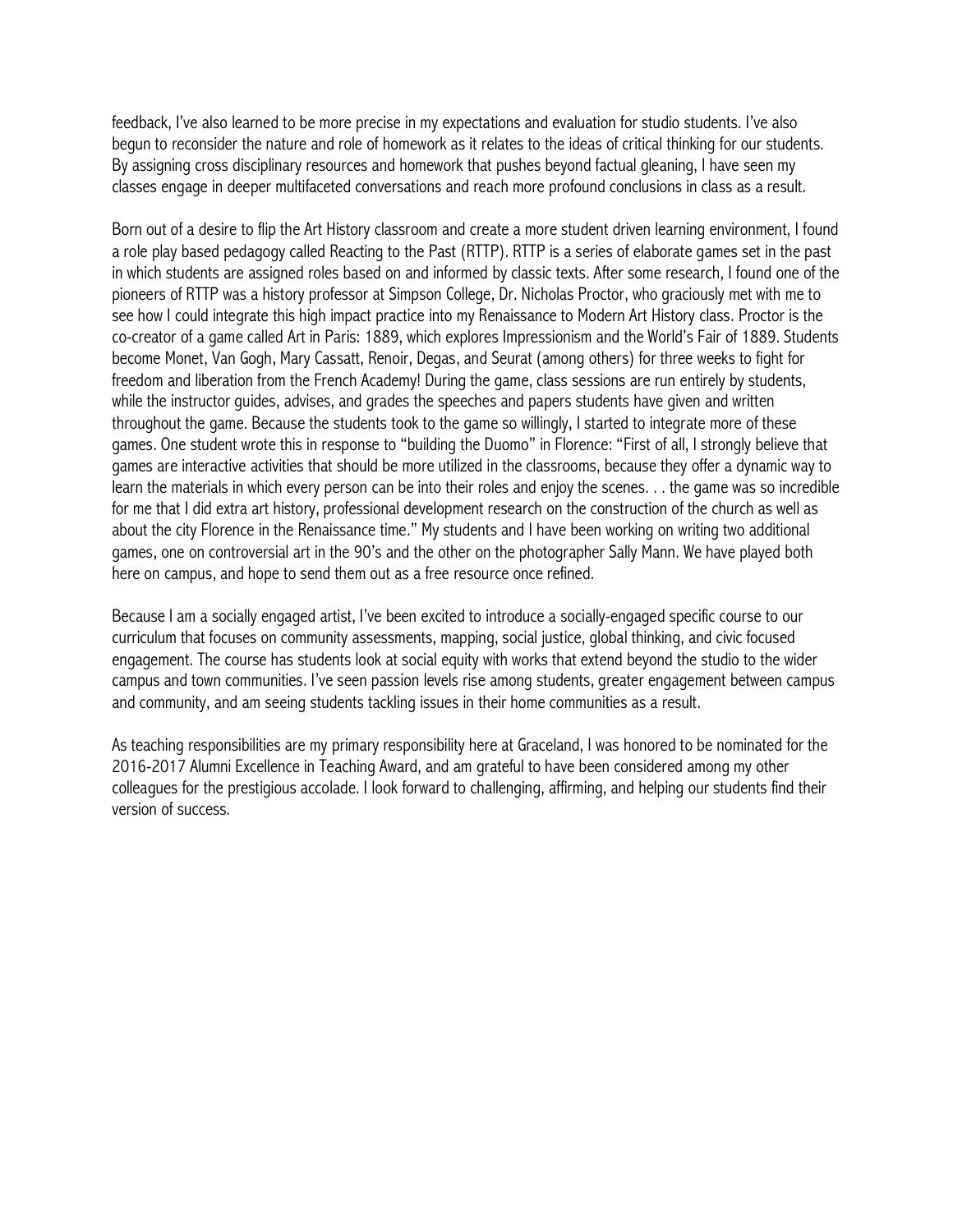feedback, I've also learned to be more precise in my expectations and evaluation for studio students. I've also begun to reconsider the nature and role of homework as it relates to the ideas of critical thinking for our students. By assigning cross disciplinary resources and homework that pushes beyond factual gleaning, I have seen my classes engage in deeper multifaceted conversations and reach more profound conclusions in class as a result.

Born out of a desire to flip the Art History classroom and create a more student driven learning environment, I found a role play based pedagogy called Reacting to the Past (RTTP). RTTP is a series of elaborate games set in the past in which students are assigned roles based on and informed by classic texts. After some research, I found one of the pioneers of RTTP was a history professor at Simpson College, Dr. Nicholas Proctor, who graciously met with me to see how I could integrate this high impact practice into my Renaissance to Modern Art History class. Proctor is the co-creator of a game called Art in Paris: 1889, which explores Impressionism and the World's Fair of 1889. Students become Monet, Van Gogh, Mary Cassatt, Renoir, Degas, and Seurat (among others) for three weeks to fight for freedom and liberation from the French Academy! During the game, class sessions are run entirely by students, while the instructor guides, advises, and grades the speeches and papers students have given and written throughout the game. Because the students took to the game so willingly, I started to integrate more of these games. One student wrote this in response to "building the Duomo" in Florence: "First of all, I strongly believe that games are interactive activities that should be more utilized in the classrooms, because they offer a dynamic way to learn the materials in which every person can be into their roles and enjoy the scenes. . . the game was so incredible for me that I did extra art history, professional development research on the construction of the church as well as about the city Florence in the Renaissance time." My students and I have been working on writing two additional games, one on controversial art in the 90's and the other on the photographer Sally Mann. We have played both here on campus, and hope to send them out as a free resource once refined.

Because I am a socially engaged artist, I've been excited to introduce a socially-engaged specific course to our curriculum that focuses on community assessments, mapping, social justice, global thinking, and civic focused engagement. The course has students look at social equity with works that extend beyond the studio to the wider campus and town communities. I've seen passion levels rise among students, greater engagement between campus and community, and am seeing students tackling issues in their home communities as a result.

As teaching responsibilities are my primary responsibility here at Graceland, I was honored to be nominated for the 2016-2017 Alumni Excellence in Teaching Award, and am grateful to have been considered among my other colleagues for the prestigious accolade. I look forward to challenging, affirming, and helping our students find their version of success.